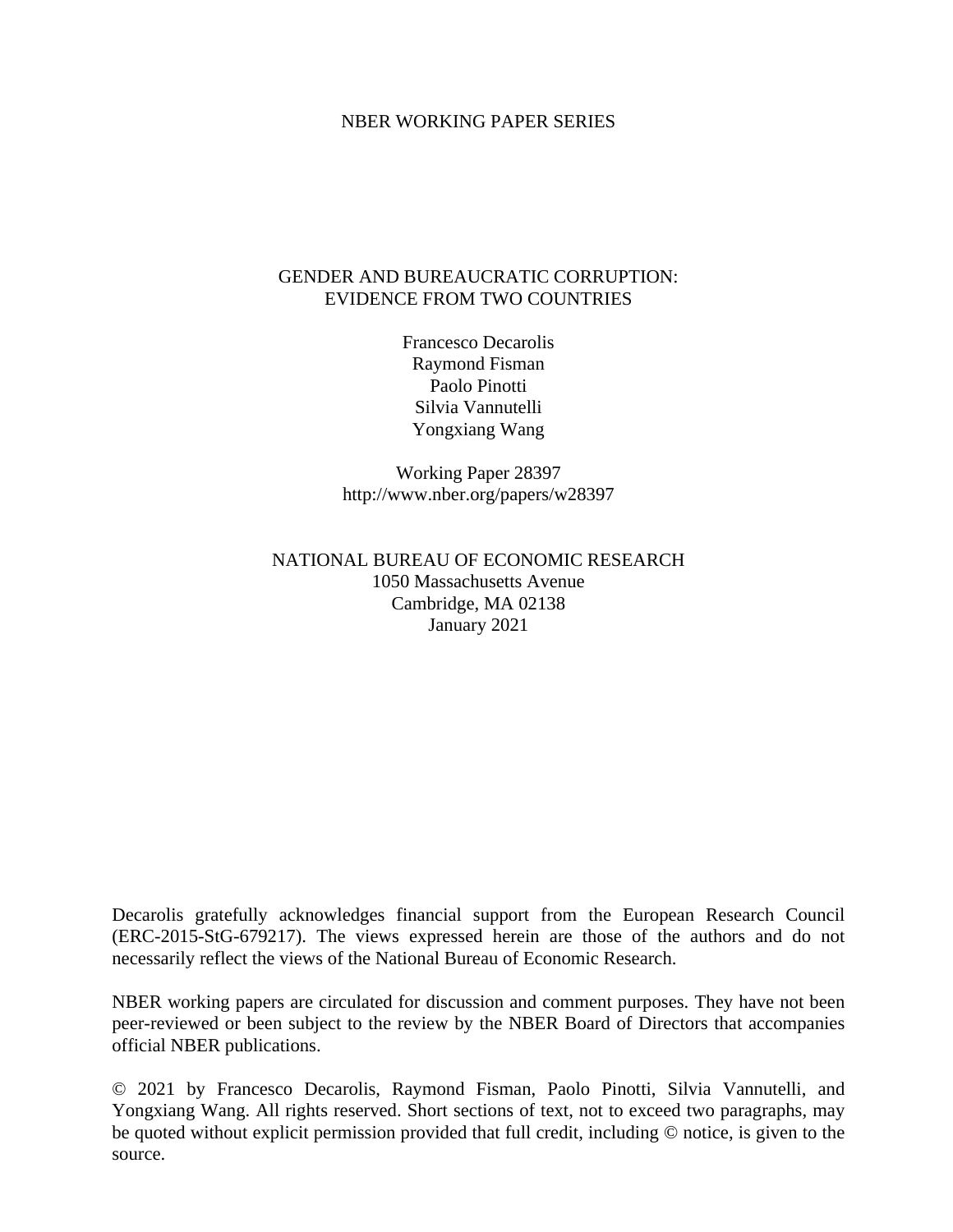NBER WORKING PAPER SERIES

# GENDER AND BUREAUCRATIC CORRUPTION: EVIDENCE FROM TWO COUNTRIES

Francesco Decarolis
Raymond Fisman
Paolo Pinotti
Silvia Vannutelli
Yongxiang Wang

Working Paper 28397
http://www.nber.org/papers/w28397

NATIONAL BUREAU OF ECONOMIC RESEARCH
1050 Massachusetts Avenue
Cambridge, MA 02138
January 2021

Decarolis gratefully acknowledges financial support from the European Research Council (ERC-2015-StG-679217). The views expressed herein are those of the authors and do not necessarily reflect the views of the National Bureau of Economic Research.

NBER working papers are circulated for discussion and comment purposes. They have not been peer-reviewed or been subject to the review by the NBER Board of Directors that accompanies official NBER publications.

© 2021 by Francesco Decarolis, Raymond Fisman, Paolo Pinotti, Silvia Vannutelli, and Yongxiang Wang. All rights reserved. Short sections of text, not to exceed two paragraphs, may be quoted without explicit permission provided that full credit, including © notice, is given to the source.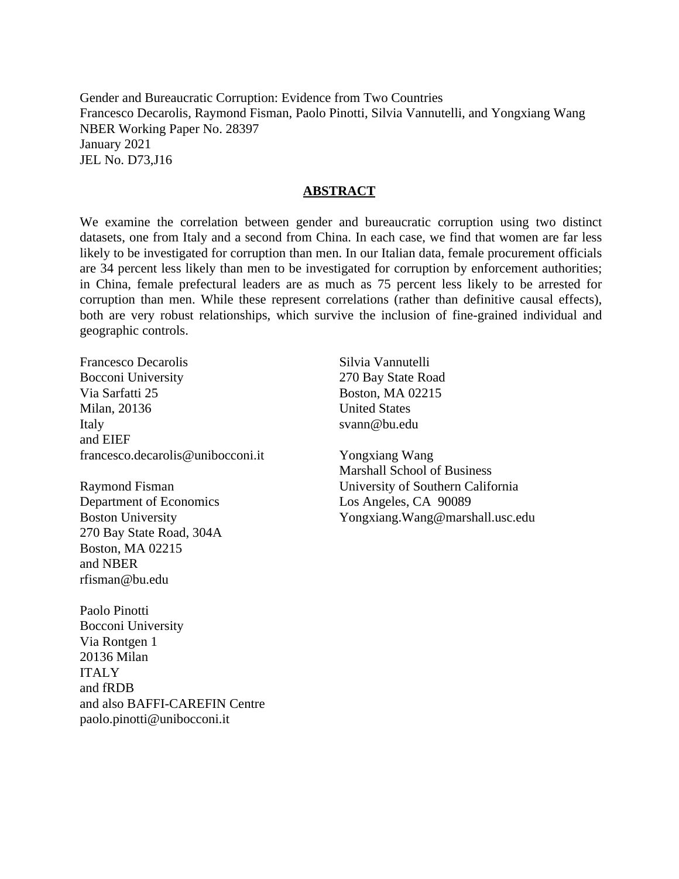Gender and Bureaucratic Corruption: Evidence from Two Countries
Francesco Decarolis, Raymond Fisman, Paolo Pinotti, Silvia Vannutelli, and Yongxiang Wang
NBER Working Paper No. 28397
January 2021
JEL No. D73,J16

## ABSTRACT

We examine the correlation between gender and bureaucratic corruption using two distinct datasets, one from Italy and a second from China. In each case, we find that women are far less likely to be investigated for corruption than men. In our Italian data, female procurement officials are 34 percent less likely than men to be investigated for corruption by enforcement authorities; in China, female prefectural leaders are as much as 75 percent less likely to be arrested for corruption than men. While these represent correlations (rather than definitive causal effects), both are very robust relationships, which survive the inclusion of fine-grained individual and geographic controls.

Francesco Decarolis
Bocconi University
Via Sarfatti 25
Milan, 20136
Italy
and EIEF
francesco.decarolis@unibocconi.it

Raymond Fisman
Department of Economics
Boston University
270 Bay State Road, 304A
Boston, MA 02215
and NBER
rfisman@bu.edu

Paolo Pinotti
Bocconi University
Via Rontgen 1
20136 Milan
ITALY
and fRDB
and also BAFFI-CAREFIN Centre
paolo.pinotti@unibocconi.it

Silvia Vannutelli
270 Bay State Road
Boston, MA 02215
United States
svann@bu.edu

Yongxiang Wang
Marshall School of Business
University of Southern California
Los Angeles, CA 90089
Yongxiang.Wang@marshall.usc.edu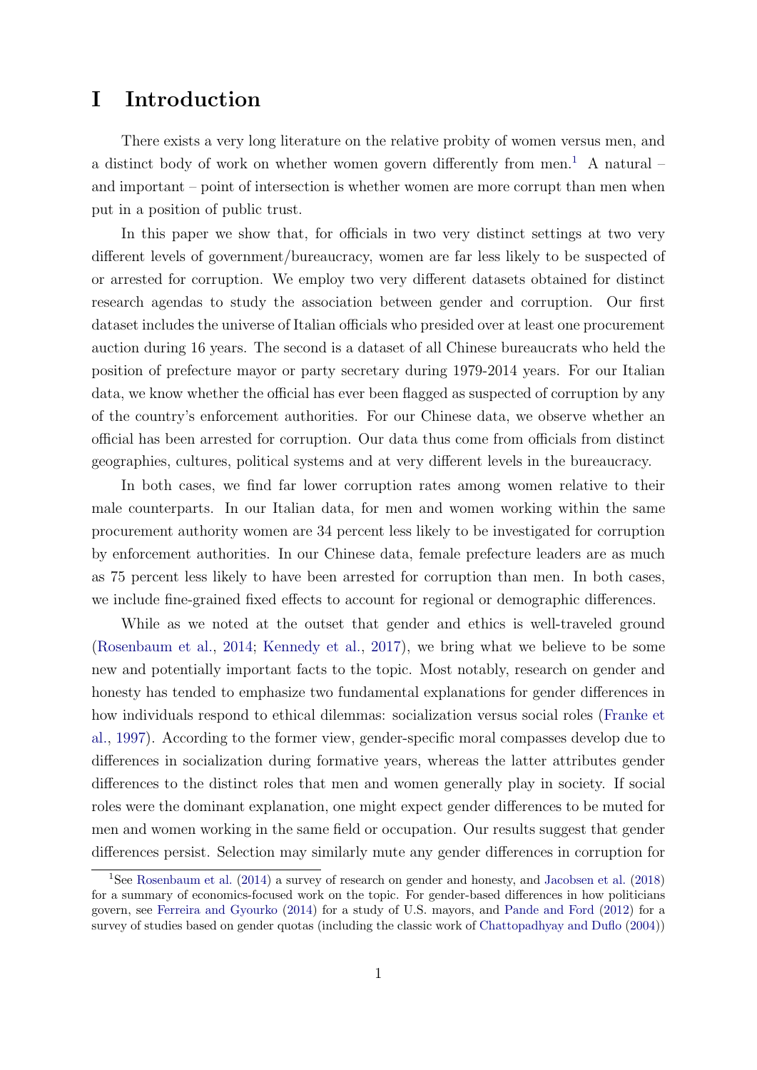# I Introduction

There exists a very long literature on the relative probity of women versus men, and a distinct body of work on whether women govern differently from men.[1] A natural – and important – point of intersection is whether women are more corrupt than men when put in a position of public trust.

In this paper we show that, for officials in two very distinct settings at two very different levels of government/bureaucracy, women are far less likely to be suspected of or arrested for corruption. We employ two very different datasets obtained for distinct research agendas to study the association between gender and corruption. Our first dataset includes the universe of Italian officials who presided over at least one procurement auction during 16 years. The second is a dataset of all Chinese bureaucrats who held the position of prefecture mayor or party secretary during 1979-2014 years. For our Italian data, we know whether the official has ever been flagged as suspected of corruption by any of the country's enforcement authorities. For our Chinese data, we observe whether an official has been arrested for corruption. Our data thus come from officials from distinct geographies, cultures, political systems and at very different levels in the bureaucracy.

In both cases, we find far lower corruption rates among women relative to their male counterparts. In our Italian data, for men and women working within the same procurement authority women are 34 percent less likely to be investigated for corruption by enforcement authorities. In our Chinese data, female prefecture leaders are as much as 75 percent less likely to have been arrested for corruption than men. In both cases, we include fine-grained fixed effects to account for regional or demographic differences.

While as we noted at the outset that gender and ethics is well-traveled ground (Rosenbaum et al., 2014; Kennedy et al., 2017), we bring what we believe to be some new and potentially important facts to the topic. Most notably, research on gender and honesty has tended to emphasize two fundamental explanations for gender differences in how individuals respond to ethical dilemmas: socialization versus social roles (Franke et al., 1997). According to the former view, gender-specific moral compasses develop due to differences in socialization during formative years, whereas the latter attributes gender differences to the distinct roles that men and women generally play in society. If social roles were the dominant explanation, one might expect gender differences to be muted for men and women working in the same field or occupation. Our results suggest that gender differences persist. Selection may similarly mute any gender differences in corruption for

[1] See Rosenbaum et al. (2014) a survey of research on gender and honesty, and Jacobsen et al. (2018) for a summary of economics-focused work on the topic. For gender-based differences in how politicians govern, see Ferreira and Gyourko (2014) for a study of U.S. mayors, and Pande and Ford (2012) for a survey of studies based on gender quotas (including the classic work of Chattopadhyay and Duflo (2004))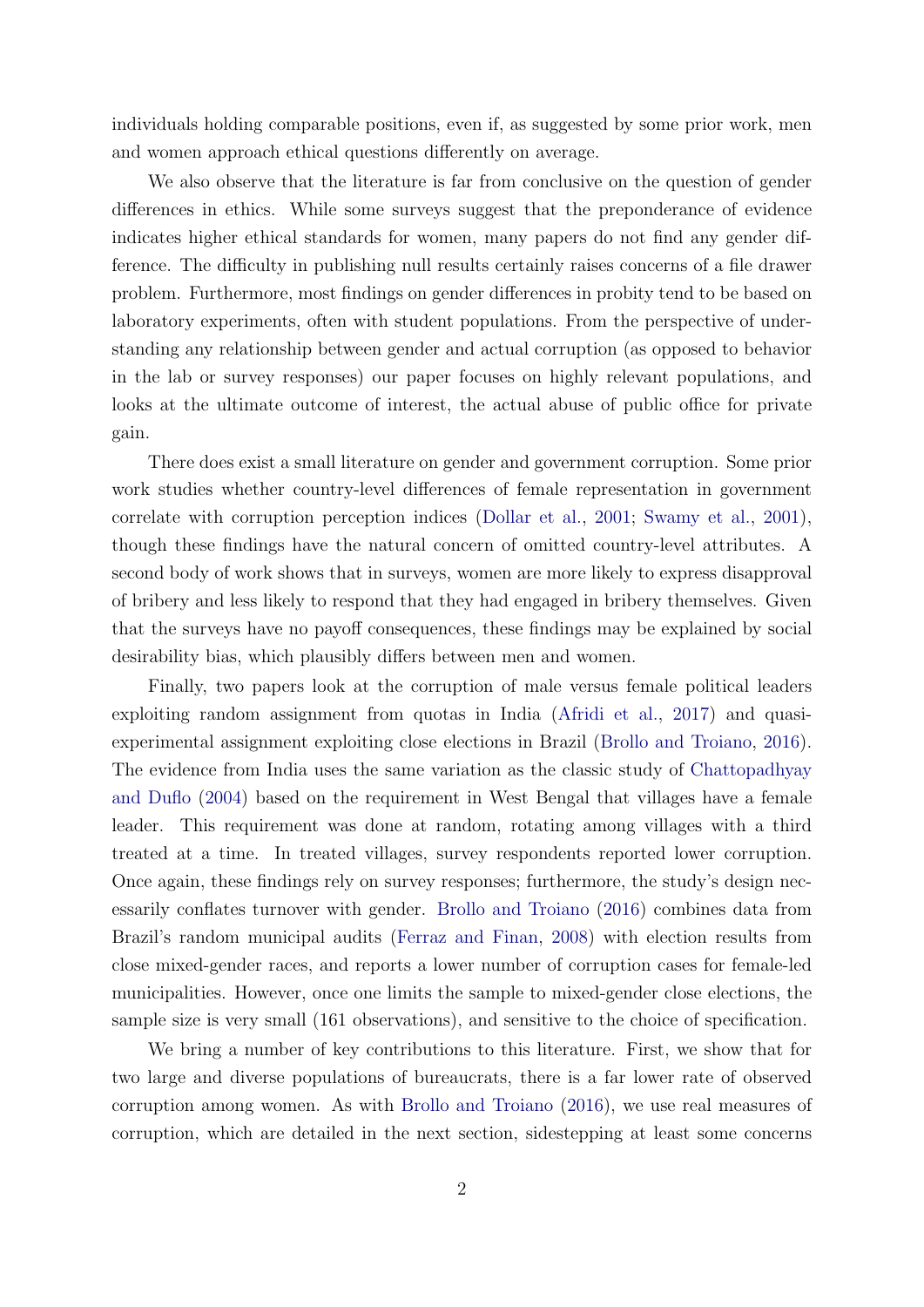individuals holding comparable positions, even if, as suggested by some prior work, men and women approach ethical questions differently on average.

We also observe that the literature is far from conclusive on the question of gender differences in ethics. While some surveys suggest that the preponderance of evidence indicates higher ethical standards for women, many papers do not find any gender difference. The difficulty in publishing null results certainly raises concerns of a file drawer problem. Furthermore, most findings on gender differences in probity tend to be based on laboratory experiments, often with student populations. From the perspective of understanding any relationship between gender and actual corruption (as opposed to behavior in the lab or survey responses) our paper focuses on highly relevant populations, and looks at the ultimate outcome of interest, the actual abuse of public office for private gain.

There does exist a small literature on gender and government corruption. Some prior work studies whether country-level differences of female representation in government correlate with corruption perception indices (Dollar et al., 2001; Swamy et al., 2001), though these findings have the natural concern of omitted country-level attributes. A second body of work shows that in surveys, women are more likely to express disapproval of bribery and less likely to respond that they had engaged in bribery themselves. Given that the surveys have no payoff consequences, these findings may be explained by social desirability bias, which plausibly differs between men and women.

Finally, two papers look at the corruption of male versus female political leaders exploiting random assignment from quotas in India (Afridi et al., 2017) and quasi-experimental assignment exploiting close elections in Brazil (Brollo and Troiano, 2016). The evidence from India uses the same variation as the classic study of Chattopadhyay and Duflo (2004) based on the requirement in West Bengal that villages have a female leader. This requirement was done at random, rotating among villages with a third treated at a time. In treated villages, survey respondents reported lower corruption. Once again, these findings rely on survey responses; furthermore, the study's design necessarily conflates turnover with gender. Brollo and Troiano (2016) combines data from Brazil's random municipal audits (Ferraz and Finan, 2008) with election results from close mixed-gender races, and reports a lower number of corruption cases for female-led municipalities. However, once one limits the sample to mixed-gender close elections, the sample size is very small (161 observations), and sensitive to the choice of specification.

We bring a number of key contributions to this literature. First, we show that for two large and diverse populations of bureaucrats, there is a far lower rate of observed corruption among women. As with Brollo and Troiano (2016), we use real measures of corruption, which are detailed in the next section, sidestepping at least some concerns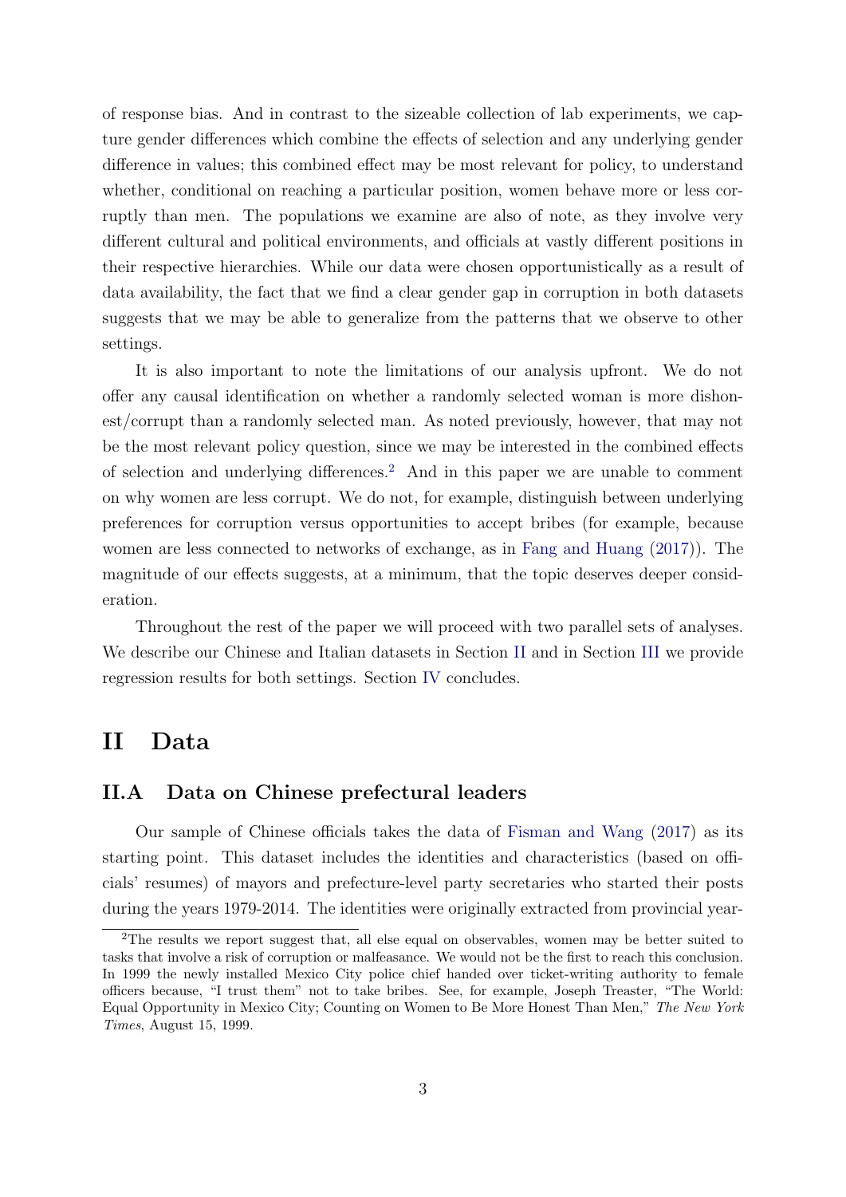of response bias. And in contrast to the sizeable collection of lab experiments, we capture gender differences which combine the effects of selection and any underlying gender difference in values; this combined effect may be most relevant for policy, to understand whether, conditional on reaching a particular position, women behave more or less corruptly than men. The populations we examine are also of note, as they involve very different cultural and political environments, and officials at vastly different positions in their respective hierarchies. While our data were chosen opportunistically as a result of data availability, the fact that we find a clear gender gap in corruption in both datasets suggests that we may be able to generalize from the patterns that we observe to other settings.

It is also important to note the limitations of our analysis upfront. We do not offer any causal identification on whether a randomly selected woman is more dishonest/corrupt than a randomly selected man. As noted previously, however, that may not be the most relevant policy question, since we may be interested in the combined effects of selection and underlying differences.[2] And in this paper we are unable to comment on why women are less corrupt. We do not, for example, distinguish between underlying preferences for corruption versus opportunities to accept bribes (for example, because women are less connected to networks of exchange, as in Fang and Huang (2017)). The magnitude of our effects suggests, at a minimum, that the topic deserves deeper consideration.

Throughout the rest of the paper we will proceed with two parallel sets of analyses. We describe our Chinese and Italian datasets in Section II and in Section III we provide regression results for both settings. Section IV concludes.

# II Data

## II.A Data on Chinese prefectural leaders

Our sample of Chinese officials takes the data of Fisman and Wang (2017) as its starting point. This dataset includes the identities and characteristics (based on officials' resumes) of mayors and prefecture-level party secretaries who started their posts during the years 1979-2014. The identities were originally extracted from provincial year-

---

[2] The results we report suggest that, all else equal on observables, women may be better suited to tasks that involve a risk of corruption or malfeasance. We would not be the first to reach this conclusion. In 1999 the newly installed Mexico City police chief handed over ticket-writing authority to female officers because, "I trust them" not to take bribes. See, for example, Joseph Treaster, "The World: Equal Opportunity in Mexico City; Counting on Women to Be More Honest Than Men," *The New York Times*, August 15, 1999.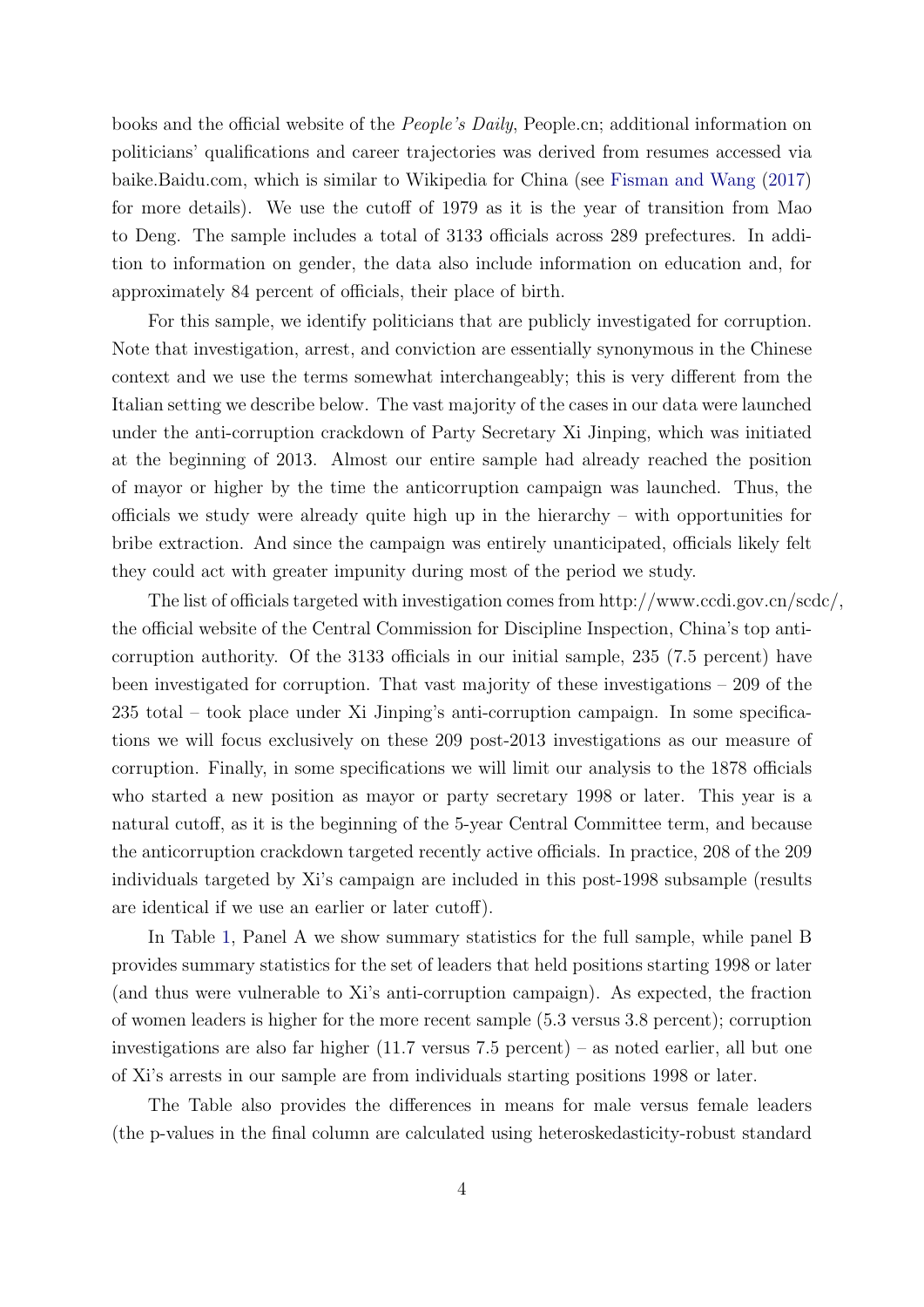books and the official website of the *People's Daily*, People.cn; additional information on politicians' qualifications and career trajectories was derived from resumes accessed via baike.Baidu.com, which is similar to Wikipedia for China (see Fisman and Wang (2017) for more details). We use the cutoff of 1979 as it is the year of transition from Mao to Deng. The sample includes a total of 3133 officials across 289 prefectures. In addition to information on gender, the data also include information on education and, for approximately 84 percent of officials, their place of birth.

For this sample, we identify politicians that are publicly investigated for corruption. Note that investigation, arrest, and conviction are essentially synonymous in the Chinese context and we use the terms somewhat interchangeably; this is very different from the Italian setting we describe below. The vast majority of the cases in our data were launched under the anti-corruption crackdown of Party Secretary Xi Jinping, which was initiated at the beginning of 2013. Almost our entire sample had already reached the position of mayor or higher by the time the anticorruption campaign was launched. Thus, the officials we study were already quite high up in the hierarchy – with opportunities for bribe extraction. And since the campaign was entirely unanticipated, officials likely felt they could act with greater impunity during most of the period we study.

The list of officials targeted with investigation comes from http://www.ccdi.gov.cn/scdc/, the official website of the Central Commission for Discipline Inspection, China's top anti-corruption authority. Of the 3133 officials in our initial sample, 235 (7.5 percent) have been investigated for corruption. That vast majority of these investigations – 209 of the 235 total – took place under Xi Jinping's anti-corruption campaign. In some specifications we will focus exclusively on these 209 post-2013 investigations as our measure of corruption. Finally, in some specifications we will limit our analysis to the 1878 officials who started a new position as mayor or party secretary 1998 or later. This year is a natural cutoff, as it is the beginning of the 5-year Central Committee term, and because the anticorruption crackdown targeted recently active officials. In practice, 208 of the 209 individuals targeted by Xi's campaign are included in this post-1998 subsample (results are identical if we use an earlier or later cutoff).

In Table 1, Panel A we show summary statistics for the full sample, while panel B provides summary statistics for the set of leaders that held positions starting 1998 or later (and thus were vulnerable to Xi's anti-corruption campaign). As expected, the fraction of women leaders is higher for the more recent sample (5.3 versus 3.8 percent); corruption investigations are also far higher (11.7 versus 7.5 percent) – as noted earlier, all but one of Xi's arrests in our sample are from individuals starting positions 1998 or later.

The Table also provides the differences in means for male versus female leaders (the p-values in the final column are calculated using heteroskedasticity-robust standard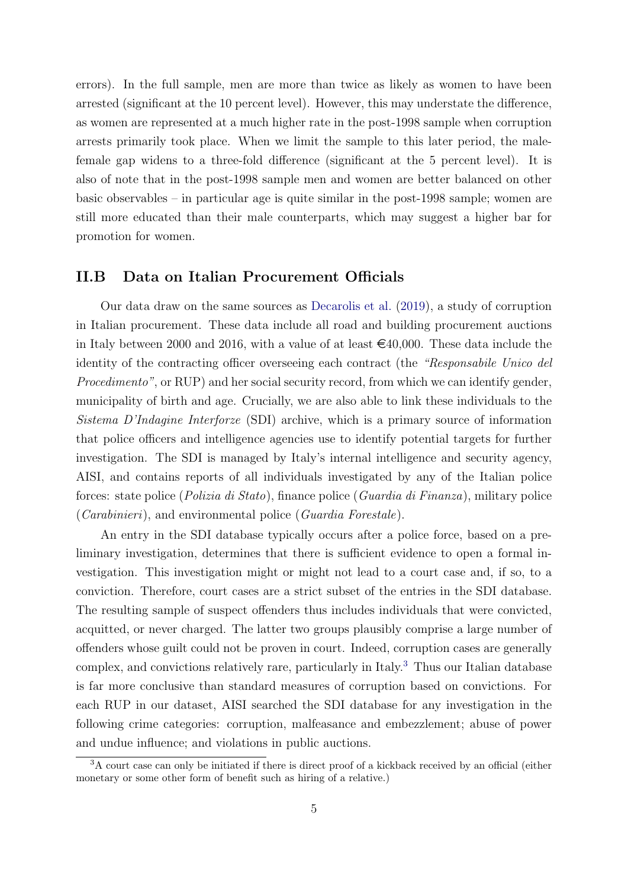errors). In the full sample, men are more than twice as likely as women to have been arrested (significant at the 10 percent level). However, this may understate the difference, as women are represented at a much higher rate in the post-1998 sample when corruption arrests primarily took place. When we limit the sample to this later period, the male-female gap widens to a three-fold difference (significant at the 5 percent level). It is also of note that in the post-1998 sample men and women are better balanced on other basic observables – in particular age is quite similar in the post-1998 sample; women are still more educated than their male counterparts, which may suggest a higher bar for promotion for women.

## II.B Data on Italian Procurement Officials

Our data draw on the same sources as Decarolis et al. (2019), a study of corruption in Italian procurement. These data include all road and building procurement auctions in Italy between 2000 and 2016, with a value of at least €40,000. These data include the identity of the contracting officer overseeing each contract (the *"Responsabile Unico del Procedimento"*, or RUP) and her social security record, from which we can identify gender, municipality of birth and age. Crucially, we are also able to link these individuals to the *Sistema D'Indagine Interforze* (SDI) archive, which is a primary source of information that police officers and intelligence agencies use to identify potential targets for further investigation. The SDI is managed by Italy's internal intelligence and security agency, AISI, and contains reports of all individuals investigated by any of the Italian police forces: state police (*Polizia di Stato*), finance police (*Guardia di Finanza*), military police (*Carabinieri*), and environmental police (*Guardia Forestale*).

An entry in the SDI database typically occurs after a police force, based on a preliminary investigation, determines that there is sufficient evidence to open a formal investigation. This investigation might or might not lead to a court case and, if so, to a conviction. Therefore, court cases are a strict subset of the entries in the SDI database. The resulting sample of suspect offenders thus includes individuals that were convicted, acquitted, or never charged. The latter two groups plausibly comprise a large number of offenders whose guilt could not be proven in court. Indeed, corruption cases are generally complex, and convictions relatively rare, particularly in Italy.[3] Thus our Italian database is far more conclusive than standard measures of corruption based on convictions. For each RUP in our dataset, AISI searched the SDI database for any investigation in the following crime categories: corruption, malfeasance and embezzlement; abuse of power and undue influence; and violations in public auctions.

[3] A court case can only be initiated if there is direct proof of a kickback received by an official (either monetary or some other form of benefit such as hiring of a relative.)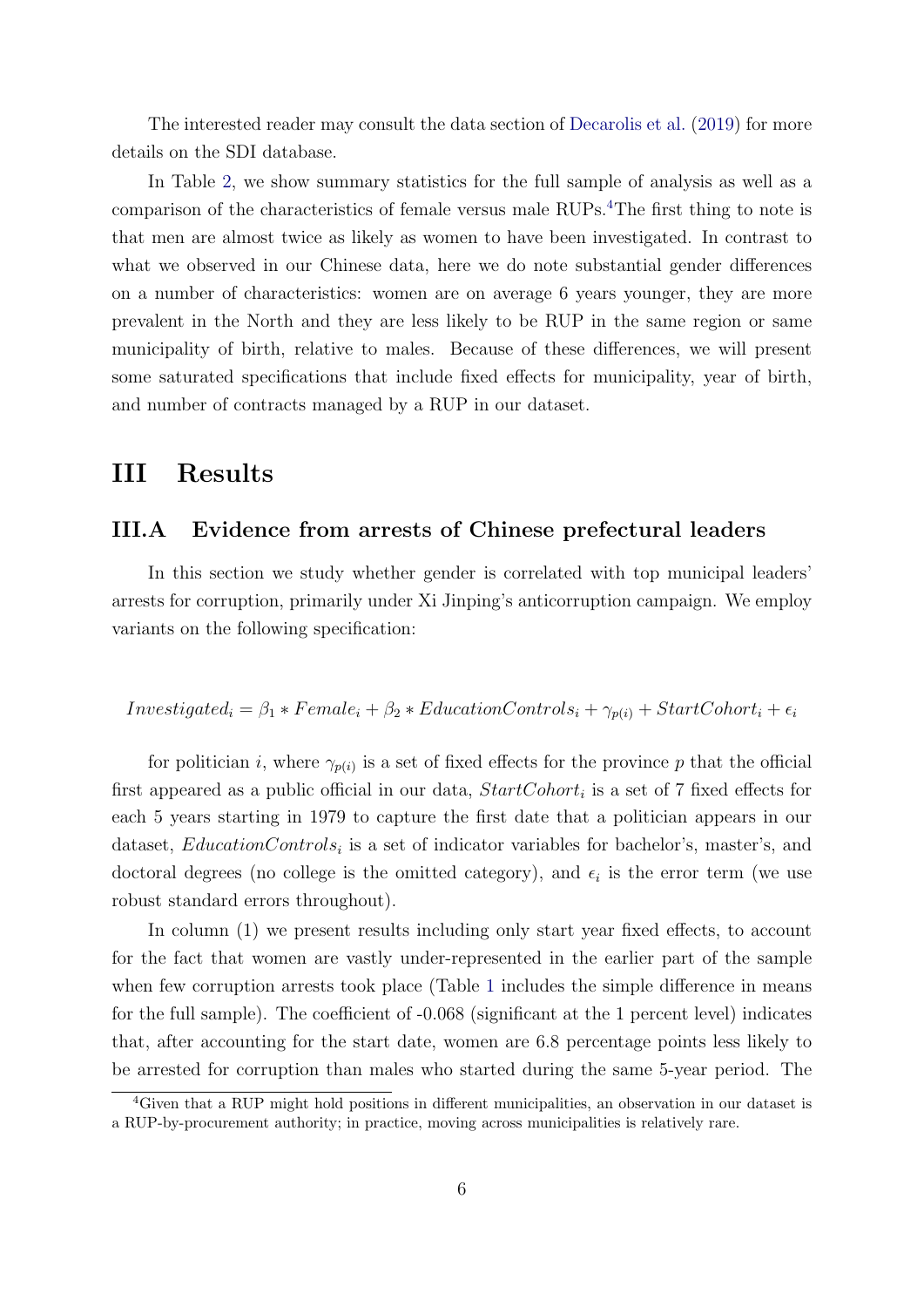The interested reader may consult the data section of Decarolis et al. (2019) for more details on the SDI database.

In Table 2, we show summary statistics for the full sample of analysis as well as a comparison of the characteristics of female versus male RUPs.[4] The first thing to note is that men are almost twice as likely as women to have been investigated. In contrast to what we observed in our Chinese data, here we do note substantial gender differences on a number of characteristics: women are on average 6 years younger, they are more prevalent in the North and they are less likely to be RUP in the same region or same municipality of birth, relative to males. Because of these differences, we will present some saturated specifications that include fixed effects for municipality, year of birth, and number of contracts managed by a RUP in our dataset.

# III Results

## III.A Evidence from arrests of Chinese prefectural leaders

In this section we study whether gender is correlated with top municipal leaders' arrests for corruption, primarily under Xi Jinping's anticorruption campaign. We employ variants on the following specification:

$$Investigated_i = \beta_1 * Female_i + \beta_2 * EducationControls_i + \gamma_{p(i)} + StartCohort_i + \epsilon_i$$

for politician $i$, where $\gamma_{p(i)}$ is a set of fixed effects for the province $p$ that the official first appeared as a public official in our data, $StartCohort_i$ is a set of 7 fixed effects for each 5 years starting in 1979 to capture the first date that a politician appears in our dataset, $EducationControls_i$ is a set of indicator variables for bachelor's, master's, and doctoral degrees (no college is the omitted category), and $\epsilon_i$ is the error term (we use robust standard errors throughout).

In column (1) we present results including only start year fixed effects, to account for the fact that women are vastly under-represented in the earlier part of the sample when few corruption arrests took place (Table 1 includes the simple difference in means for the full sample). The coefficient of -0.068 (significant at the 1 percent level) indicates that, after accounting for the start date, women are 6.8 percentage points less likely to be arrested for corruption than males who started during the same 5-year period. The

[4] Given that a RUP might hold positions in different municipalities, an observation in our dataset is a RUP-by-procurement authority; in practice, moving across municipalities is relatively rare.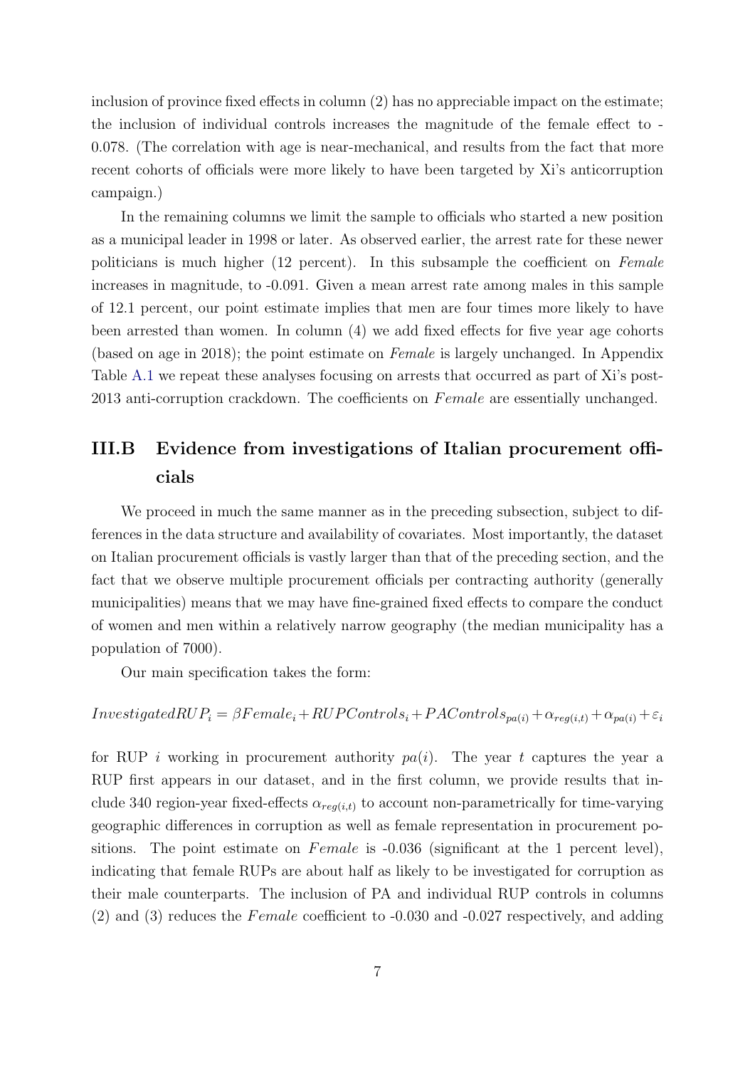inclusion of province fixed effects in column (2) has no appreciable impact on the estimate; the inclusion of individual controls increases the magnitude of the female effect to -0.078. (The correlation with age is near-mechanical, and results from the fact that more recent cohorts of officials were more likely to have been targeted by Xi's anticorruption campaign.)

In the remaining columns we limit the sample to officials who started a new position as a municipal leader in 1998 or later. As observed earlier, the arrest rate for these newer politicians is much higher (12 percent). In this subsample the coefficient on *Female* increases in magnitude, to -0.091. Given a mean arrest rate among males in this sample of 12.1 percent, our point estimate implies that men are four times more likely to have been arrested than women. In column (4) we add fixed effects for five year age cohorts (based on age in 2018); the point estimate on *Female* is largely unchanged. In Appendix Table A.1 we repeat these analyses focusing on arrests that occurred as part of Xi's post-2013 anti-corruption crackdown. The coefficients on $Female$ are essentially unchanged.

## III.B Evidence from investigations of Italian procurement officials

We proceed in much the same manner as in the preceding subsection, subject to differences in the data structure and availability of covariates. Most importantly, the dataset on Italian procurement officials is vastly larger than that of the preceding section, and the fact that we observe multiple procurement officials per contracting authority (generally municipalities) means that we may have fine-grained fixed effects to compare the conduct of women and men within a relatively narrow geography (the median municipality has a population of 7000).

Our main specification takes the form:

$$InvestigatedRUP_i = \beta Female_i + RUPControls_i + PAControls_{pa(i)} + \alpha_{reg(i,t)} + \alpha_{pa(i)} + \varepsilon_i$$

for RUP $i$ working in procurement authority $pa(i)$. The year $t$ captures the year a RUP first appears in our dataset, and in the first column, we provide results that include 340 region-year fixed-effects $\alpha_{reg(i,t)}$ to account non-parametrically for time-varying geographic differences in corruption as well as female representation in procurement positions. The point estimate on $Female$ is -0.036 (significant at the 1 percent level), indicating that female RUPs are about half as likely to be investigated for corruption as their male counterparts. The inclusion of PA and individual RUP controls in columns (2) and (3) reduces the $Female$ coefficient to -0.030 and -0.027 respectively, and adding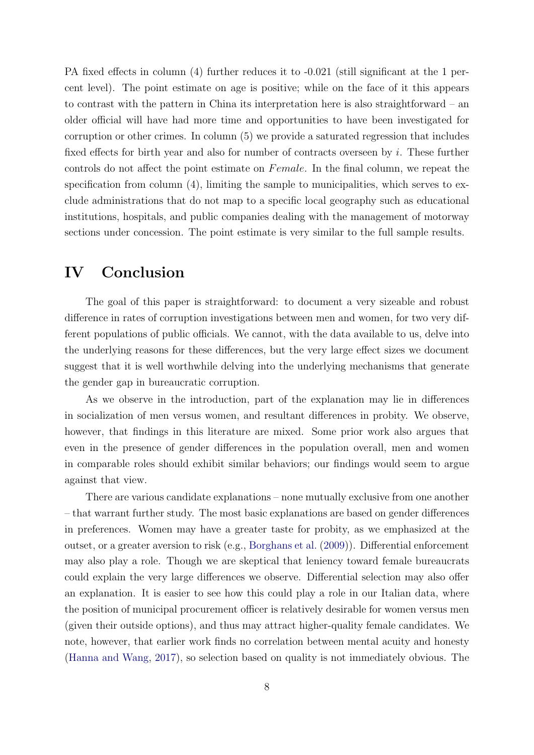PA fixed effects in column (4) further reduces it to -0.021 (still significant at the 1 percent level). The point estimate on age is positive; while on the face of it this appears to contrast with the pattern in China its interpretation here is also straightforward – an older official will have had more time and opportunities to have been investigated for corruption or other crimes. In column (5) we provide a saturated regression that includes fixed effects for birth year and also for number of contracts overseen by $i$. These further controls do not affect the point estimate on $Female$. In the final column, we repeat the specification from column (4), limiting the sample to municipalities, which serves to exclude administrations that do not map to a specific local geography such as educational institutions, hospitals, and public companies dealing with the management of motorway sections under concession. The point estimate is very similar to the full sample results.

# IV Conclusion

The goal of this paper is straightforward: to document a very sizeable and robust difference in rates of corruption investigations between men and women, for two very different populations of public officials. We cannot, with the data available to us, delve into the underlying reasons for these differences, but the very large effect sizes we document suggest that it is well worthwhile delving into the underlying mechanisms that generate the gender gap in bureaucratic corruption.

As we observe in the introduction, part of the explanation may lie in differences in socialization of men versus women, and resultant differences in probity. We observe, however, that findings in this literature are mixed. Some prior work also argues that even in the presence of gender differences in the population overall, men and women in comparable roles should exhibit similar behaviors; our findings would seem to argue against that view.

There are various candidate explanations – none mutually exclusive from one another – that warrant further study. The most basic explanations are based on gender differences in preferences. Women may have a greater taste for probity, as we emphasized at the outset, or a greater aversion to risk (e.g., Borghans et al. (2009)). Differential enforcement may also play a role. Though we are skeptical that leniency toward female bureaucrats could explain the very large differences we observe. Differential selection may also offer an explanation. It is easier to see how this could play a role in our Italian data, where the position of municipal procurement officer is relatively desirable for women versus men (given their outside options), and thus may attract higher-quality female candidates. We note, however, that earlier work finds no correlation between mental acuity and honesty (Hanna and Wang, 2017), so selection based on quality is not immediately obvious. The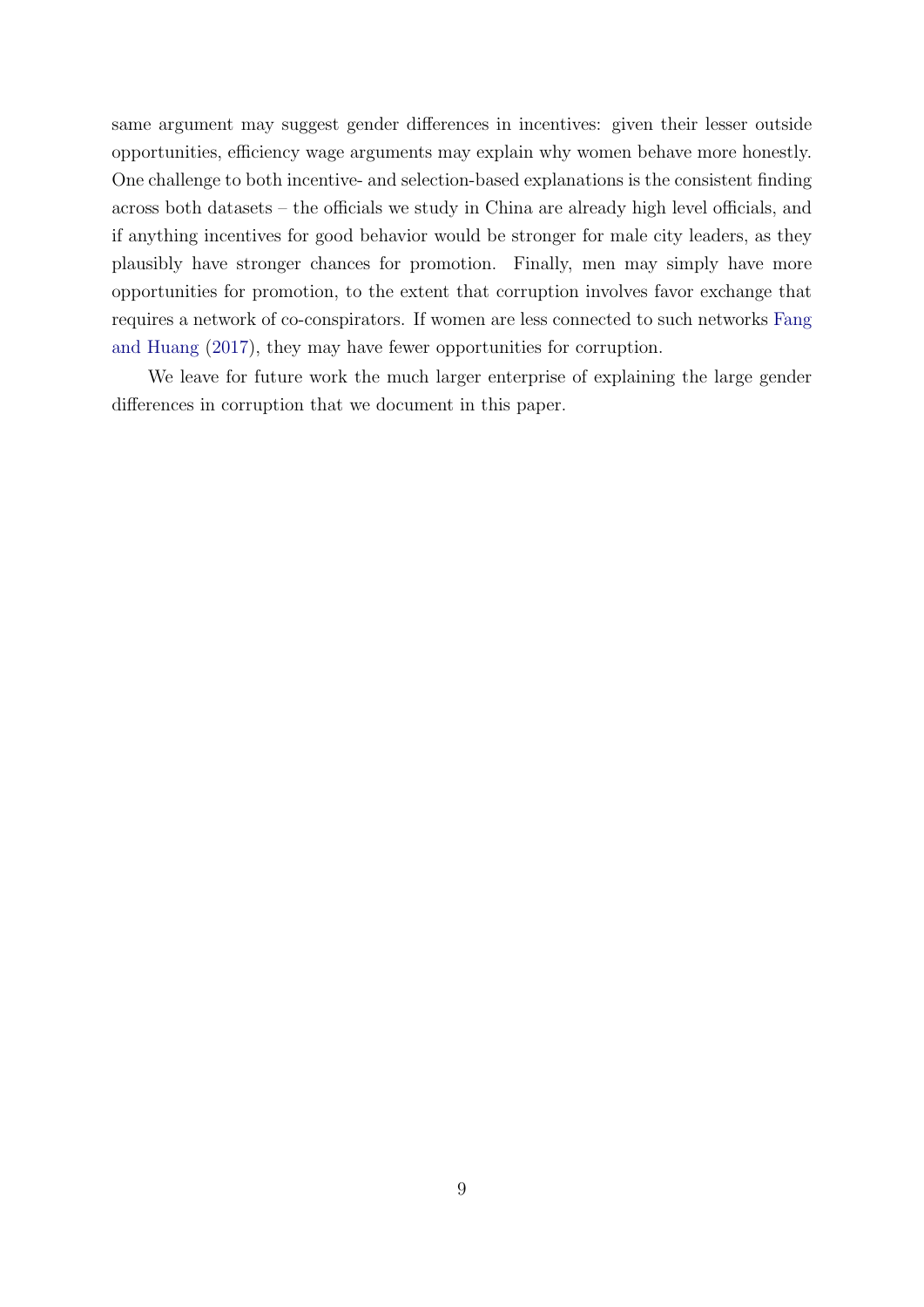same argument may suggest gender differences in incentives: given their lesser outside opportunities, efficiency wage arguments may explain why women behave more honestly. One challenge to both incentive- and selection-based explanations is the consistent finding across both datasets – the officials we study in China are already high level officials, and if anything incentives for good behavior would be stronger for male city leaders, as they plausibly have stronger chances for promotion. Finally, men may simply have more opportunities for promotion, to the extent that corruption involves favor exchange that requires a network of co-conspirators. If women are less connected to such networks Fang and Huang (2017), they may have fewer opportunities for corruption.

We leave for future work the much larger enterprise of explaining the large gender differences in corruption that we document in this paper.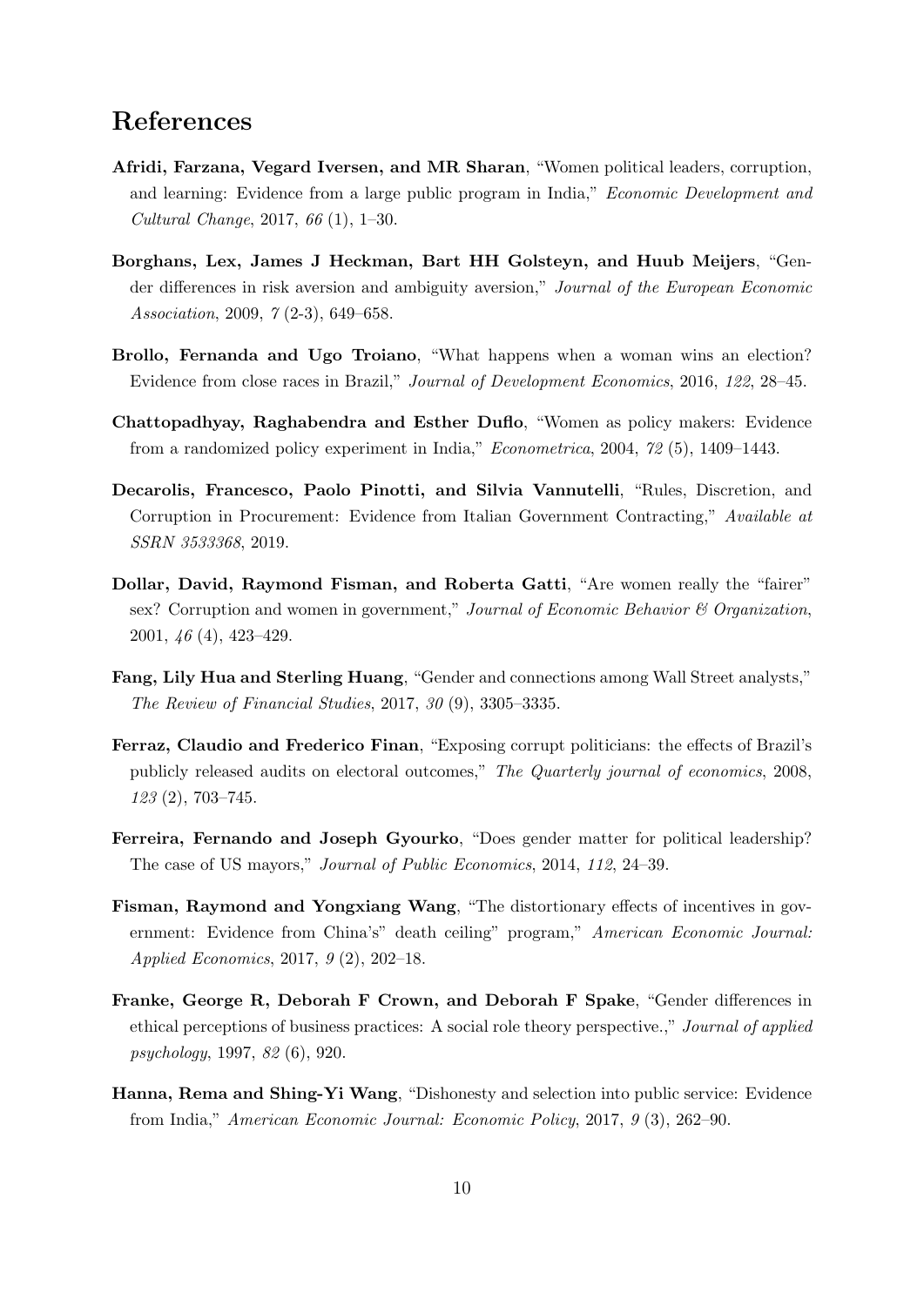# References

**Afridi, Farzana, Vegard Iversen, and MR Sharan**, "Women political leaders, corruption, and learning: Evidence from a large public program in India," *Economic Development and Cultural Change*, 2017, *66* (1), 1–30.

**Borghans, Lex, James J Heckman, Bart HH Golsteyn, and Huub Meijers**, "Gender differences in risk aversion and ambiguity aversion," *Journal of the European Economic Association*, 2009, *7* (2-3), 649–658.

**Brollo, Fernanda and Ugo Troiano**, "What happens when a woman wins an election? Evidence from close races in Brazil," *Journal of Development Economics*, 2016, *122*, 28–45.

**Chattopadhyay, Raghabendra and Esther Duflo**, "Women as policy makers: Evidence from a randomized policy experiment in India," *Econometrica*, 2004, *72* (5), 1409–1443.

**Decarolis, Francesco, Paolo Pinotti, and Silvia Vannutelli**, "Rules, Discretion, and Corruption in Procurement: Evidence from Italian Government Contracting," *Available at SSRN 3533368*, 2019.

**Dollar, David, Raymond Fisman, and Roberta Gatti**, "Are women really the "fairer" sex? Corruption and women in government," *Journal of Economic Behavior & Organization*, 2001, *46* (4), 423–429.

**Fang, Lily Hua and Sterling Huang**, "Gender and connections among Wall Street analysts," *The Review of Financial Studies*, 2017, *30* (9), 3305–3335.

**Ferraz, Claudio and Frederico Finan**, "Exposing corrupt politicians: the effects of Brazil's publicly released audits on electoral outcomes," *The Quarterly journal of economics*, 2008, *123* (2), 703–745.

**Ferreira, Fernando and Joseph Gyourko**, "Does gender matter for political leadership? The case of US mayors," *Journal of Public Economics*, 2014, *112*, 24–39.

**Fisman, Raymond and Yongxiang Wang**, "The distortionary effects of incentives in government: Evidence from China's" death ceiling" program," *American Economic Journal: Applied Economics*, 2017, *9* (2), 202–18.

**Franke, George R, Deborah F Crown, and Deborah F Spake**, "Gender differences in ethical perceptions of business practices: A social role theory perspective.," *Journal of applied psychology*, 1997, *82* (6), 920.

**Hanna, Rema and Shing-Yi Wang**, "Dishonesty and selection into public service: Evidence from India," *American Economic Journal: Economic Policy*, 2017, *9* (3), 262–90.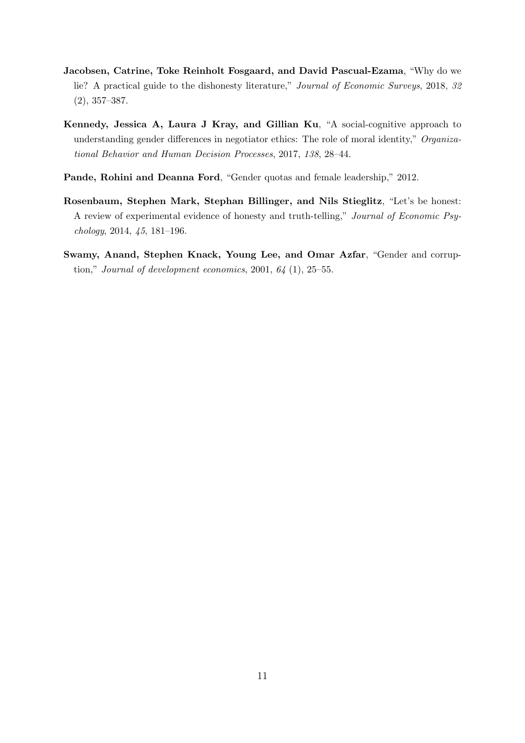**Jacobsen, Catrine, Toke Reinholt Fosgaard, and David Pascual-Ezama**, "Why do we lie? A practical guide to the dishonesty literature," *Journal of Economic Surveys*, 2018, *32* (2), 357–387.

**Kennedy, Jessica A, Laura J Kray, and Gillian Ku**, "A social-cognitive approach to understanding gender differences in negotiator ethics: The role of moral identity," *Organizational Behavior and Human Decision Processes*, 2017, *138*, 28–44.

**Pande, Rohini and Deanna Ford**, "Gender quotas and female leadership," 2012.

**Rosenbaum, Stephen Mark, Stephan Billinger, and Nils Stieglitz**, "Let's be honest: A review of experimental evidence of honesty and truth-telling," *Journal of Economic Psychology*, 2014, *45*, 181–196.

**Swamy, Anand, Stephen Knack, Young Lee, and Omar Azfar**, "Gender and corruption," *Journal of development economics*, 2001, *64* (1), 25–55.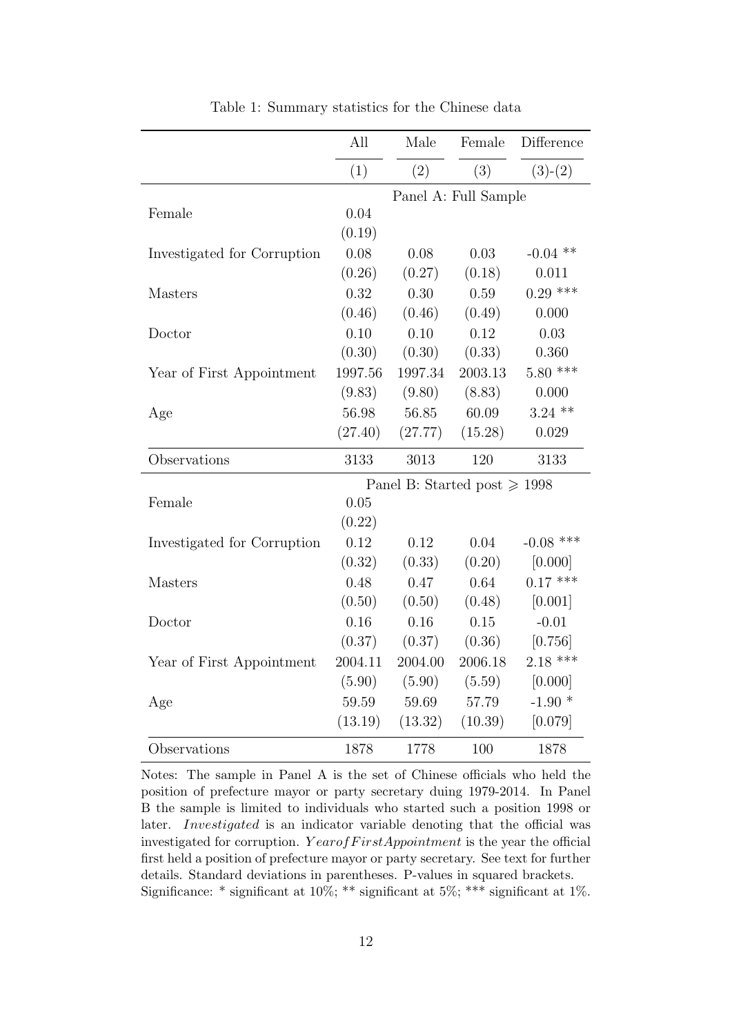Table 1: Summary statistics for the Chinese data

| | All | Male | Female | Difference |
|---|---|---|---|---|
| | (1) | (2) | (3) | (3)-(2) |
| | Panel A: Full Sample | | | |
| Female | 0.04 | | | |
| | (0.19) | | | |
| Investigated for Corruption | 0.08 | 0.08 | 0.03 | -0.04 ** |
| | (0.26) | (0.27) | (0.18) | 0.011 |
| Masters | 0.32 | 0.30 | 0.59 | 0.29 *** |
| | (0.46) | (0.46) | (0.49) | 0.000 |
| Doctor | 0.10 | 0.10 | 0.12 | 0.03 |
| | (0.30) | (0.30) | (0.33) | 0.360 |
| Year of First Appointment | 1997.56 | 1997.34 | 2003.13 | 5.80 *** |
| | (9.83) | (9.80) | (8.83) | 0.000 |
| Age | 56.98 | 56.85 | 60.09 | 3.24 ** |
| | (27.40) | (27.77) | (15.28) | 0.029 |
| Observations | 3133 | 3013 | 120 | 3133 |
| | Panel B: Started post $\geqslant$ 1998 | | | |
| Female | 0.05 | | | |
| | (0.22) | | | |
| Investigated for Corruption | 0.12 | 0.12 | 0.04 | -0.08 *** |
| | (0.32) | (0.33) | (0.20) | [0.000] |
| Masters | 0.48 | 0.47 | 0.64 | 0.17 *** |
| | (0.50) | (0.50) | (0.48) | [0.001] |
| Doctor | 0.16 | 0.16 | 0.15 | -0.01 |
| | (0.37) | (0.37) | (0.36) | [0.756] |
| Year of First Appointment | 2004.11 | 2004.00 | 2006.18 | 2.18 *** |
| | (5.90) | (5.90) | (5.59) | [0.000] |
| Age | 59.59 | 59.69 | 57.79 | -1.90 * |
| | (13.19) | (13.32) | (10.39) | [0.079] |
| Observations | 1878 | 1778 | 100 | 1878 |

Notes: The sample in Panel A is the set of Chinese officials who held the position of prefecture mayor or party secretary duing 1979-2014. In Panel B the sample is limited to individuals who started such a position 1998 or later. *Investigated* is an indicator variable denoting that the official was investigated for corruption. *YearofFirstAppointment* is the year the official first held a position of prefecture mayor or party secretary. See text for further details. Standard deviations in parentheses. P-values in squared brackets. Significance: * significant at 10%; ** significant at 5%; *** significant at 1%.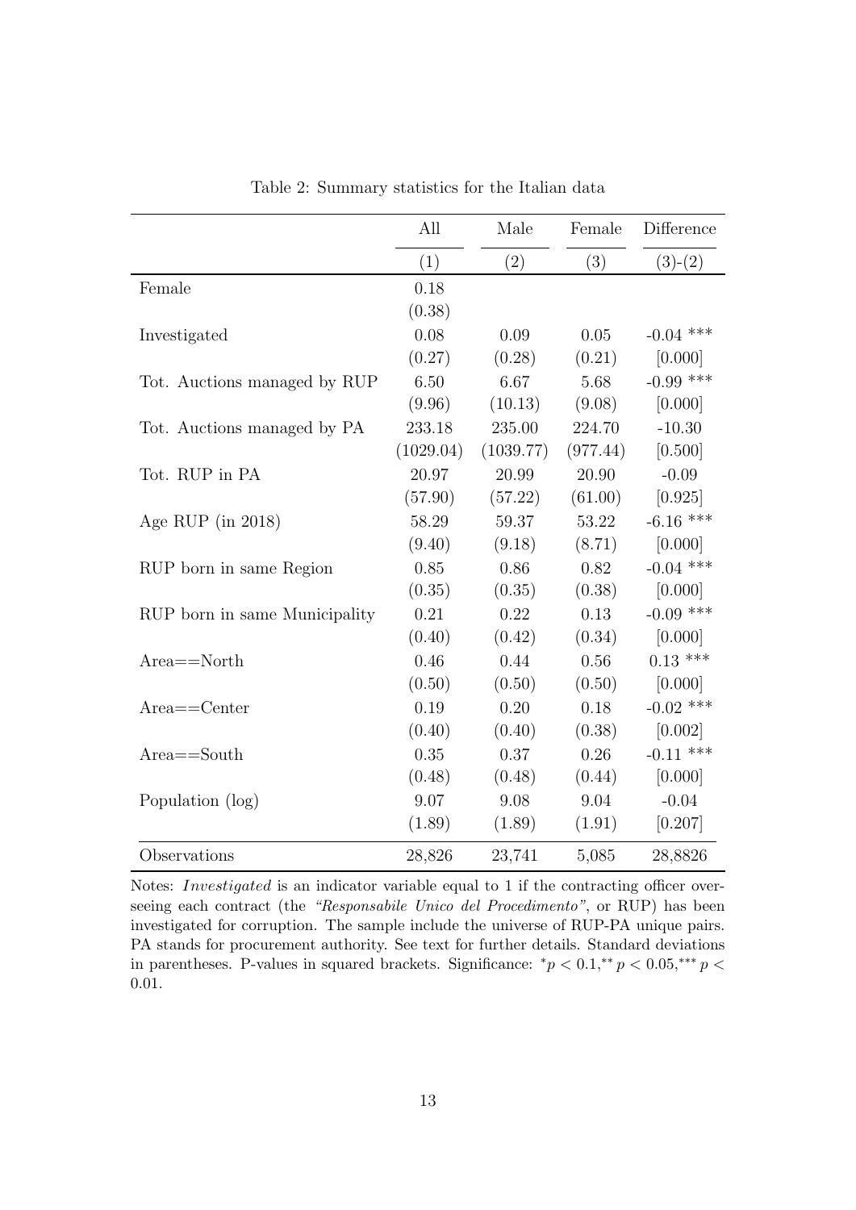Table 2: Summary statistics for the Italian data

| | All | Male | Female | Difference |
|---|---|---|---|---|
| | (1) | (2) | (3) | (3)-(2) |
| Female | 0.18 | | | |
| | (0.38) | | | |
| Investigated | 0.08 | 0.09 | 0.05 | -0.04 *** |
| | (0.27) | (0.28) | (0.21) | [0.000] |
| Tot. Auctions managed by RUP | 6.50 | 6.67 | 5.68 | -0.99 *** |
| | (9.96) | (10.13) | (9.08) | [0.000] |
| Tot. Auctions managed by PA | 233.18 | 235.00 | 224.70 | -10.30 |
| | (1029.04) | (1039.77) | (977.44) | [0.500] |
| Tot. RUP in PA | 20.97 | 20.99 | 20.90 | -0.09 |
| | (57.90) | (57.22) | (61.00) | [0.925] |
| Age RUP (in 2018) | 58.29 | 59.37 | 53.22 | -6.16 *** |
| | (9.40) | (9.18) | (8.71) | [0.000] |
| RUP born in same Region | 0.85 | 0.86 | 0.82 | -0.04 *** |
| | (0.35) | (0.35) | (0.38) | [0.000] |
| RUP born in same Municipality | 0.21 | 0.22 | 0.13 | -0.09 *** |
| | (0.40) | (0.42) | (0.34) | [0.000] |
| Area==North | 0.46 | 0.44 | 0.56 | 0.13 *** |
| | (0.50) | (0.50) | (0.50) | [0.000] |
| Area==Center | 0.19 | 0.20 | 0.18 | -0.02 *** |
| | (0.40) | (0.40) | (0.38) | [0.002] |
| Area==South | 0.35 | 0.37 | 0.26 | -0.11 *** |
| | (0.48) | (0.48) | (0.44) | [0.000] |
| Population (log) | 9.07 | 9.08 | 9.04 | -0.04 |
| | (1.89) | (1.89) | (1.91) | [0.207] |
| Observations | 28,826 | 23,741 | 5,085 | 28,8826 |

Notes: *Investigated* is an indicator variable equal to 1 if the contracting officer overseeing each contract (the *"Responsabile Unico del Procedimento"*, or RUP) has been investigated for corruption. The sample include the universe of RUP-PA unique pairs. PA stands for procurement authority. See text for further details. Standard deviations in parentheses. P-values in squared brackets. Significance: $^{*}p < 0.1$, $^{**}p < 0.05$, $^{***}p < 0.01$.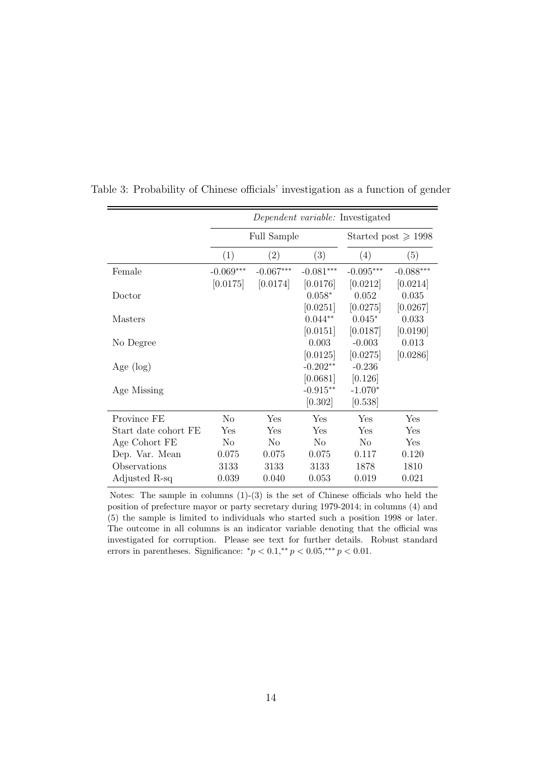Table 3: Probability of Chinese officials' investigation as a function of gender

| | *Dependent variable:* Investigated | | | | |
|---|---|---|---|---|---|
| | Full Sample | | | Started post $\geqslant$ 1998 | |
| | (1) | (2) | (3) | (4) | (5) |
| Female | -0.069*** | -0.067*** | -0.081*** | -0.095*** | -0.088*** |
| | [0.0175] | [0.0174] | [0.0176] | [0.0212] | [0.0214] |
| Doctor | | | 0.058* | 0.052 | 0.035 |
| | | | [0.0251] | [0.0275] | [0.0267] |
| Masters | | | 0.044** | 0.045* | 0.033 |
| | | | [0.0151] | [0.0187] | [0.0190] |
| No Degree | | | 0.003 | -0.003 | 0.013 |
| | | | [0.0125] | [0.0275] | [0.0286] |
| Age (log) | | | -0.202** | -0.236 | |
| | | | [0.0681] | [0.126] | |
| Age Missing | | | -0.915** | -1.070* | |
| | | | [0.302] | [0.538] | |
| Province FE | No | Yes | Yes | Yes | Yes |
| Start date cohort FE | Yes | Yes | Yes | Yes | Yes |
| Age Cohort FE | No | No | No | No | Yes |
| Dep. Var. Mean | 0.075 | 0.075 | 0.075 | 0.117 | 0.120 |
| Observations | 3133 | 3133 | 3133 | 1878 | 1810 |
| Adjusted R-sq | 0.039 | 0.040 | 0.053 | 0.019 | 0.021 |

Notes: The sample in columns (1)-(3) is the set of Chinese officials who held the position of prefecture mayor or party secretary during 1979-2014; in columns (4) and (5) the sample is limited to individuals who started such a position 1998 or later. The outcome in all columns is an indicator variable denoting that the official was investigated for corruption. Please see text for further details. Robust standard errors in parentheses. Significance: $^{*}p < 0.1, ^{**}p < 0.05, ^{***}p < 0.01$.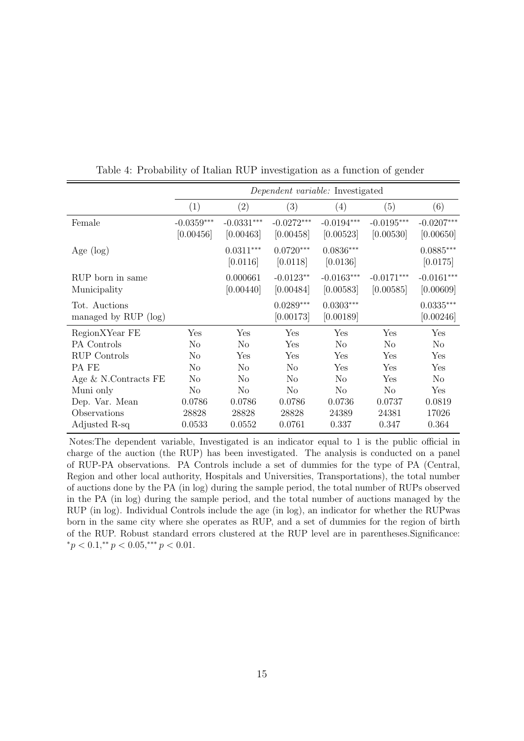Table 4: Probability of Italian RUP investigation as a function of gender

| | *Dependent variable:* Investigated | | | | | |
|---|---|---|---|---|---|---|
| | (1) | (2) | (3) | (4) | (5) | (6) |
| Female | -0.0359*** | -0.0331*** | -0.0272*** | -0.0194*** | -0.0195*** | -0.0207*** |
| | [0.00456] | [0.00463] | [0.00458] | [0.00523] | [0.00530] | [0.00650] |
| Age (log) | | 0.0311*** | 0.0720*** | 0.0836*** | | 0.0885*** |
| | | [0.0116] | [0.0118] | [0.0136] | | [0.0175] |
| RUP born in same Municipality | | 0.000661 | -0.0123** | -0.0163*** | -0.0171*** | -0.0161*** |
| | | [0.00440] | [0.00484] | [0.00583] | [0.00585] | [0.00609] |
| Tot. Auctions managed by RUP (log) | | | 0.0289*** | 0.0303*** | | 0.0335*** |
| | | | [0.00173] | [0.00189] | | [0.00246] |
| RegionXYear FE | Yes | Yes | Yes | Yes | Yes | Yes |
| PA Controls | No | No | Yes | No | No | No |
| RUP Controls | No | Yes | Yes | Yes | Yes | Yes |
| PA FE | No | No | No | Yes | Yes | Yes |
| Age & N.Contracts FE | No | No | No | No | Yes | No |
| Muni only | No | No | No | No | No | Yes |
| Dep. Var. Mean | 0.0786 | 0.0786 | 0.0786 | 0.0736 | 0.0737 | 0.0819 |
| Observations | 28828 | 28828 | 28828 | 24389 | 24381 | 17026 |
| Adjusted R-sq | 0.0533 | 0.0552 | 0.0761 | 0.337 | 0.347 | 0.364 |

Notes:The dependent variable, Investigated is an indicator equal to 1 is the public official in charge of the auction (the RUP) has been investigated. The analysis is conducted on a panel of RUP-PA observations. PA Controls include a set of dummies for the type of PA (Central, Region and other local authority, Hospitals and Universities, Transportations), the total number of auctions done by the PA (in log) during the sample period, the total number of RUPs observed in the PA (in log) during the sample period, and the total number of auctions managed by the RUP (in log). Individual Controls include the age (in log), an indicator for whether the RUPwas born in the same city where she operates as RUP, and a set of dummies for the region of birth of the RUP. Robust standard errors clustered at the RUP level are in parentheses.Significance: $^{*}p < 0.1, ^{**}p < 0.05, ^{***}p < 0.01$.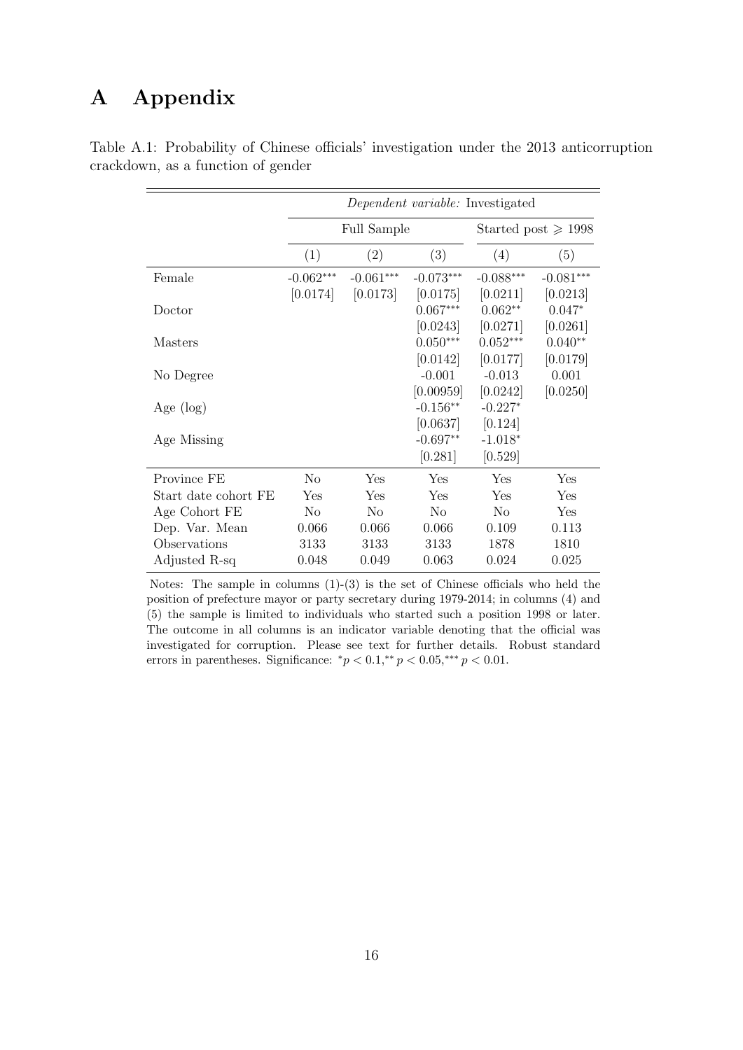# A Appendix

Table A.1: Probability of Chinese officials' investigation under the 2013 anticorruption crackdown, as a function of gender

| | *Dependent variable:* Investigated | | | | |
|---|---|---|---|---|---|
| | Full Sample | | | Started post $\geqslant$ 1998 | |
| | (1) | (2) | (3) | (4) | (5) |
| Female | -0.062*** | -0.061*** | -0.073*** | -0.088*** | -0.081*** |
| | [0.0174] | [0.0173] | [0.0175] | [0.0211] | [0.0213] |
| Doctor | | | 0.067*** | 0.062** | 0.047* |
| | | | [0.0243] | [0.0271] | [0.0261] |
| Masters | | | 0.050*** | 0.052*** | 0.040** |
| | | | [0.0142] | [0.0177] | [0.0179] |
| No Degree | | | -0.001 | -0.013 | 0.001 |
| | | | [0.00959] | [0.0242] | [0.0250] |
| Age (log) | | | -0.156** | -0.227* | |
| | | | [0.0637] | [0.124] | |
| Age Missing | | | -0.697** | -1.018* | |
| | | | [0.281] | [0.529] | |
| Province FE | No | Yes | Yes | Yes | Yes |
| Start date cohort FE | Yes | Yes | Yes | Yes | Yes |
| Age Cohort FE | No | No | No | No | Yes |
| Dep. Var. Mean | 0.066 | 0.066 | 0.066 | 0.109 | 0.113 |
| Observations | 3133 | 3133 | 3133 | 1878 | 1810 |
| Adjusted R-sq | 0.048 | 0.049 | 0.063 | 0.024 | 0.025 |

Notes: The sample in columns (1)-(3) is the set of Chinese officials who held the position of prefecture mayor or party secretary during 1979-2014; in columns (4) and (5) the sample is limited to individuals who started such a position 1998 or later. The outcome in all columns is an indicator variable denoting that the official was investigated for corruption. Please see text for further details. Robust standard errors in parentheses. Significance: $^{*}p < 0.1, ^{**}p < 0.05, ^{***}p < 0.01$.